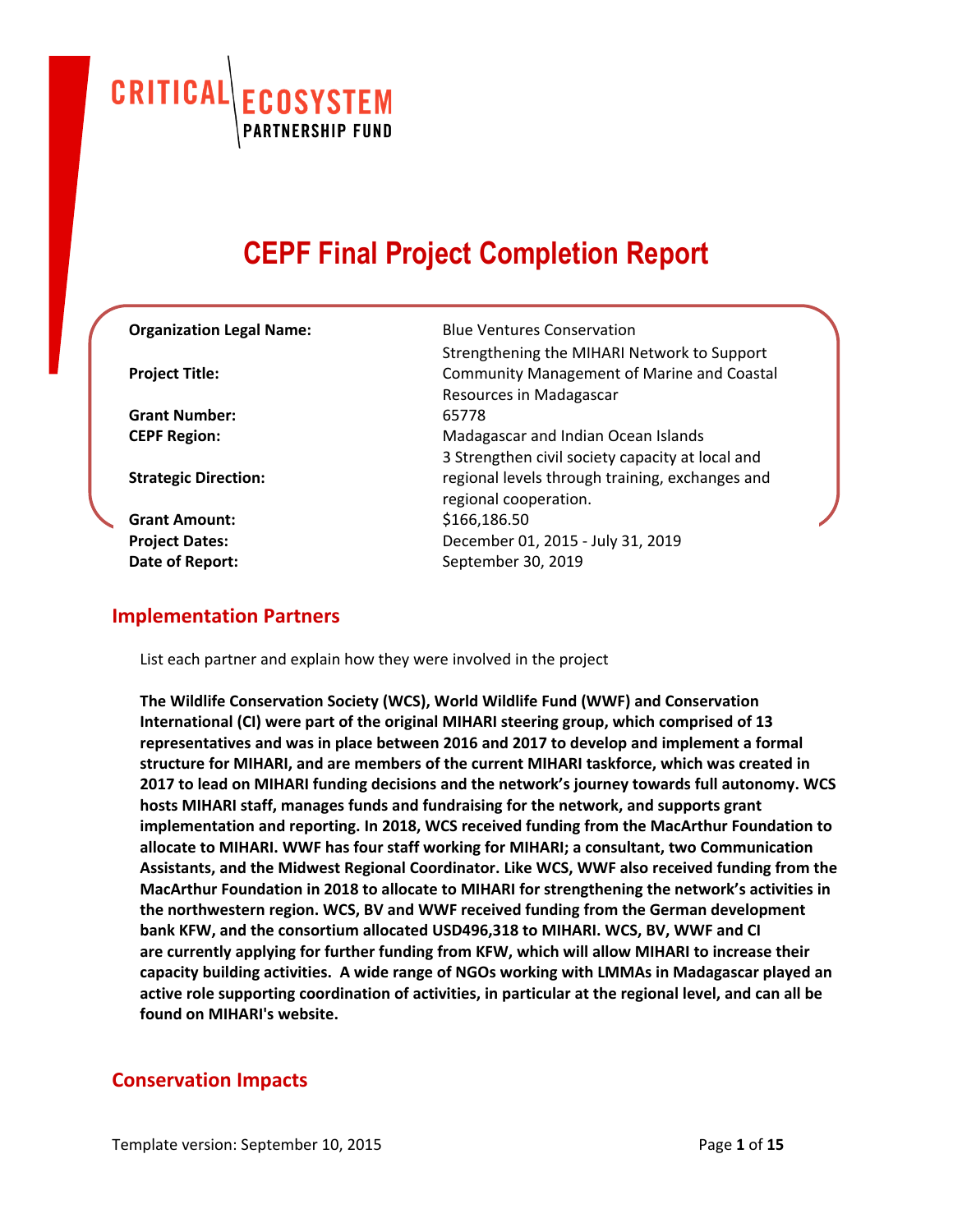CRITICAL ECOSYSTEM PARTNERSHIP FUND

# CEPF Final Project Completion Report

| | |
|---|---|
| **Organization Legal Name:** | Blue Ventures Conservation |
| **Project Title:** | Strengthening the MIHARI Network to Support Community Management of Marine and Coastal Resources in Madagascar |
| **Grant Number:** | 65778 |
| **CEPF Region:** | Madagascar and Indian Ocean Islands |
| **Strategic Direction:** | 3 Strengthen civil society capacity at local and regional levels through training, exchanges and regional cooperation. |
| **Grant Amount:** | $166,186.50 |
| **Project Dates:** | December 01, 2015 - July 31, 2019 |
| **Date of Report:** | September 30, 2019 |

## Implementation Partners

List each partner and explain how they were involved in the project

**The Wildlife Conservation Society (WCS), World Wildlife Fund (WWF) and Conservation International (CI) were part of the original MIHARI steering group, which comprised of 13 representatives and was in place between 2016 and 2017 to develop and implement a formal structure for MIHARI, and are members of the current MIHARI taskforce, which was created in 2017 to lead on MIHARI funding decisions and the network's journey towards full autonomy. WCS hosts MIHARI staff, manages funds and fundraising for the network, and supports grant implementation and reporting. In 2018, WCS received funding from the MacArthur Foundation to allocate to MIHARI. WWF has four staff working for MIHARI; a consultant, two Communication Assistants, and the Midwest Regional Coordinator. Like WCS, WWF also received funding from the MacArthur Foundation in 2018 to allocate to MIHARI for strengthening the network's activities in the northwestern region. WCS, BV and WWF received funding from the German development bank KFW, and the consortium allocated USD496,318 to MIHARI. WCS, BV, WWF and CI are currently applying for further funding from KFW, which will allow MIHARI to increase their capacity building activities. A wide range of NGOs working with LMMAs in Madagascar played an active role supporting coordination of activities, in particular at the regional level, and can all be found on MIHARI's website.**

## Conservation Impacts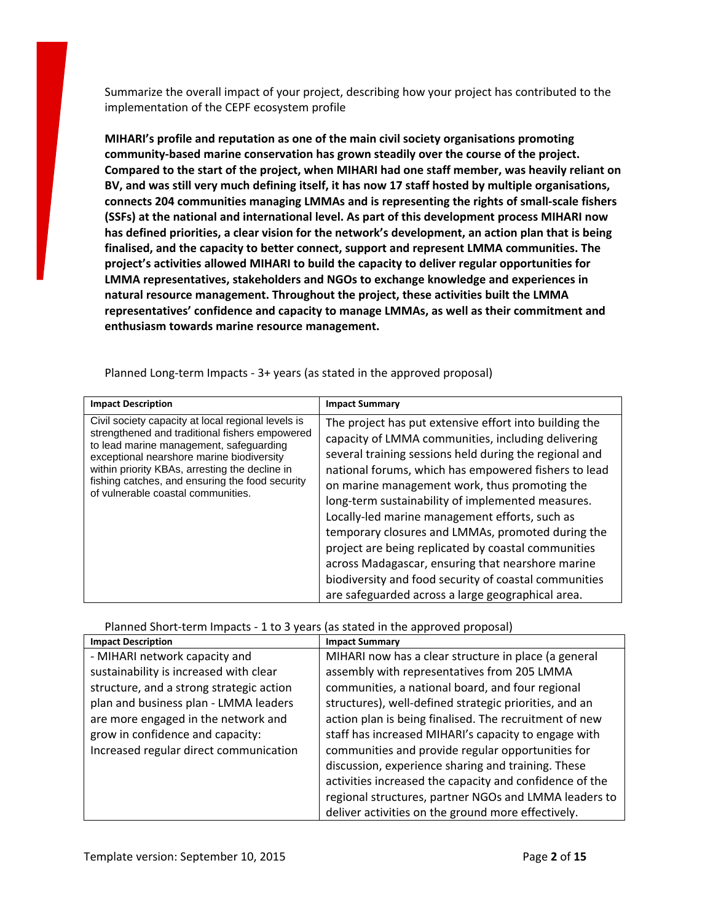Summarize the overall impact of your project, describing how your project has contributed to the implementation of the CEPF ecosystem profile

**MIHARI's profile and reputation as one of the main civil society organisations promoting community-based marine conservation has grown steadily over the course of the project. Compared to the start of the project, when MIHARI had one staff member, was heavily reliant on BV, and was still very much defining itself, it has now 17 staff hosted by multiple organisations, connects 204 communities managing LMMAs and is representing the rights of small-scale fishers (SSFs) at the national and international level. As part of this development process MIHARI now has defined priorities, a clear vision for the network's development, an action plan that is being finalised, and the capacity to better connect, support and represent LMMA communities. The project's activities allowed MIHARI to build the capacity to deliver regular opportunities for LMMA representatives, stakeholders and NGOs to exchange knowledge and experiences in natural resource management. Throughout the project, these activities built the LMMA representatives' confidence and capacity to manage LMMAs, as well as their commitment and enthusiasm towards marine resource management.**

Planned Long-term Impacts - 3+ years (as stated in the approved proposal)

| Impact Description | Impact Summary |
| --- | --- |
| Civil society capacity at local regional levels is strengthened and traditional fishers empowered to lead marine management, safeguarding exceptional nearshore marine biodiversity within priority KBAs, arresting the decline in fishing catches, and ensuring the food security of vulnerable coastal communities. | The project has put extensive effort into building the capacity of LMMA communities, including delivering several training sessions held during the regional and national forums, which has empowered fishers to lead on marine management work, thus promoting the long-term sustainability of implemented measures. Locally-led marine management efforts, such as temporary closures and LMMAs, promoted during the project are being replicated by coastal communities across Madagascar, ensuring that nearshore marine biodiversity and food security of coastal communities are safeguarded across a large geographical area. |

Planned Short-term Impacts - 1 to 3 years (as stated in the approved proposal)

| Impact Description | Impact Summary |
| --- | --- |
| - MIHARI network capacity and sustainability is increased with clear structure, and a strong strategic action plan and business plan - LMMA leaders are more engaged in the network and grow in confidence and capacity: Increased regular direct communication | MIHARI now has a clear structure in place (a general assembly with representatives from 205 LMMA communities, a national board, and four regional structures), well-defined strategic priorities, and an action plan is being finalised. The recruitment of new staff has increased MIHARI's capacity to engage with communities and provide regular opportunities for discussion, experience sharing and training. These activities increased the capacity and confidence of the regional structures, partner NGOs and LMMA leaders to deliver activities on the ground more effectively. |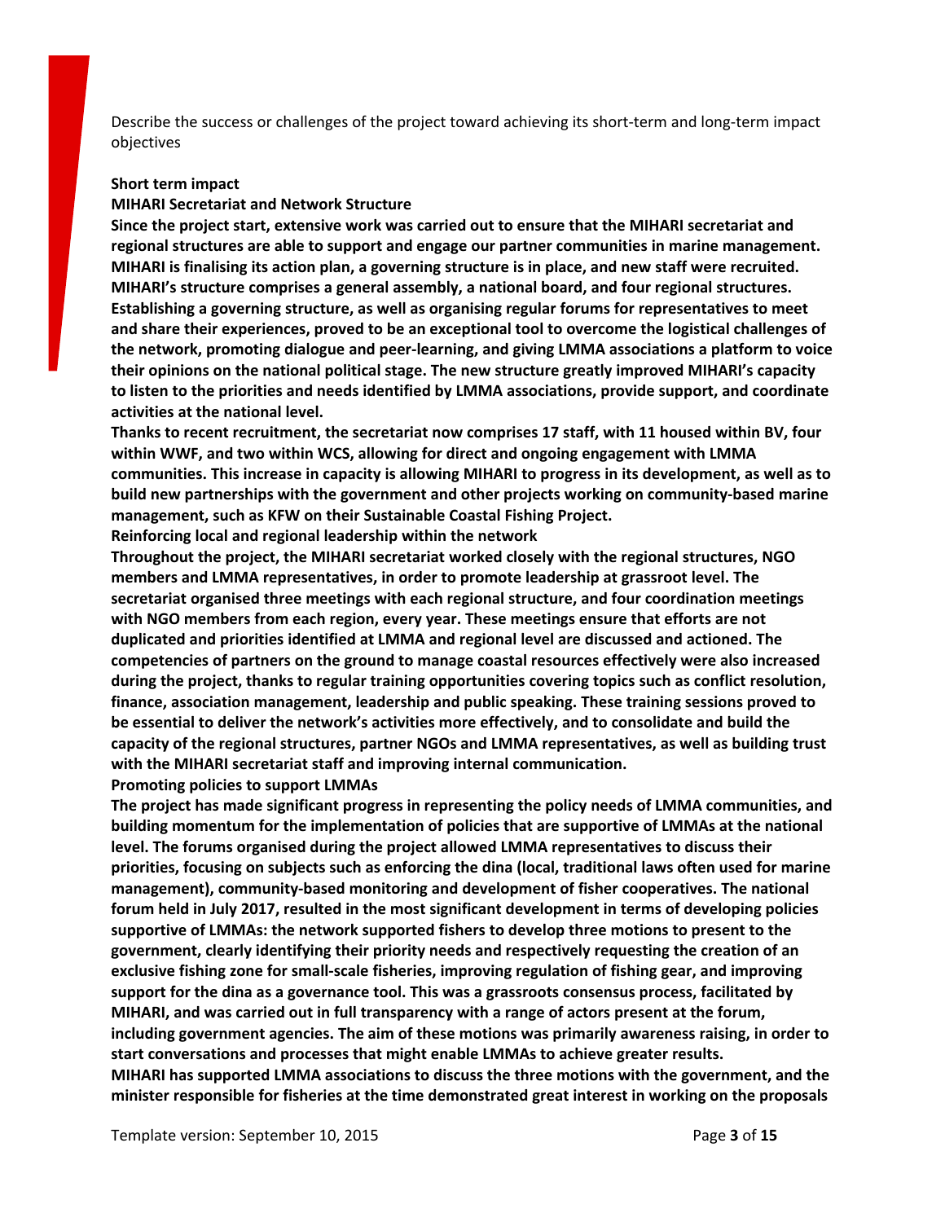Describe the success or challenges of the project toward achieving its short-term and long-term impact objectives

**Short term impact**

**MIHARI Secretariat and Network Structure**

**Since the project start, extensive work was carried out to ensure that the MIHARI secretariat and regional structures are able to support and engage our partner communities in marine management. MIHARI is finalising its action plan, a governing structure is in place, and new staff were recruited. MIHARI's structure comprises a general assembly, a national board, and four regional structures. Establishing a governing structure, as well as organising regular forums for representatives to meet and share their experiences, proved to be an exceptional tool to overcome the logistical challenges of the network, promoting dialogue and peer-learning, and giving LMMA associations a platform to voice their opinions on the national political stage. The new structure greatly improved MIHARI's capacity to listen to the priorities and needs identified by LMMA associations, provide support, and coordinate activities at the national level.**

**Thanks to recent recruitment, the secretariat now comprises 17 staff, with 11 housed within BV, four within WWF, and two within WCS, allowing for direct and ongoing engagement with LMMA communities. This increase in capacity is allowing MIHARI to progress in its development, as well as to build new partnerships with the government and other projects working on community-based marine management, such as KFW on their Sustainable Coastal Fishing Project.**

**Reinforcing local and regional leadership within the network**

**Throughout the project, the MIHARI secretariat worked closely with the regional structures, NGO members and LMMA representatives, in order to promote leadership at grassroot level. The secretariat organised three meetings with each regional structure, and four coordination meetings with NGO members from each region, every year. These meetings ensure that efforts are not duplicated and priorities identified at LMMA and regional level are discussed and actioned. The competencies of partners on the ground to manage coastal resources effectively were also increased during the project, thanks to regular training opportunities covering topics such as conflict resolution, finance, association management, leadership and public speaking. These training sessions proved to be essential to deliver the network's activities more effectively, and to consolidate and build the capacity of the regional structures, partner NGOs and LMMA representatives, as well as building trust with the MIHARI secretariat staff and improving internal communication.**

**Promoting policies to support LMMAs**

**The project has made significant progress in representing the policy needs of LMMA communities, and building momentum for the implementation of policies that are supportive of LMMAs at the national level. The forums organised during the project allowed LMMA representatives to discuss their priorities, focusing on subjects such as enforcing the dina (local, traditional laws often used for marine management), community-based monitoring and development of fisher cooperatives. The national forum held in July 2017, resulted in the most significant development in terms of developing policies supportive of LMMAs: the network supported fishers to develop three motions to present to the government, clearly identifying their priority needs and respectively requesting the creation of an exclusive fishing zone for small-scale fisheries, improving regulation of fishing gear, and improving support for the dina as a governance tool. This was a grassroots consensus process, facilitated by MIHARI, and was carried out in full transparency with a range of actors present at the forum, including government agencies. The aim of these motions was primarily awareness raising, in order to start conversations and processes that might enable LMMAs to achieve greater results.**

**MIHARI has supported LMMA associations to discuss the three motions with the government, and the minister responsible for fisheries at the time demonstrated great interest in working on the proposals**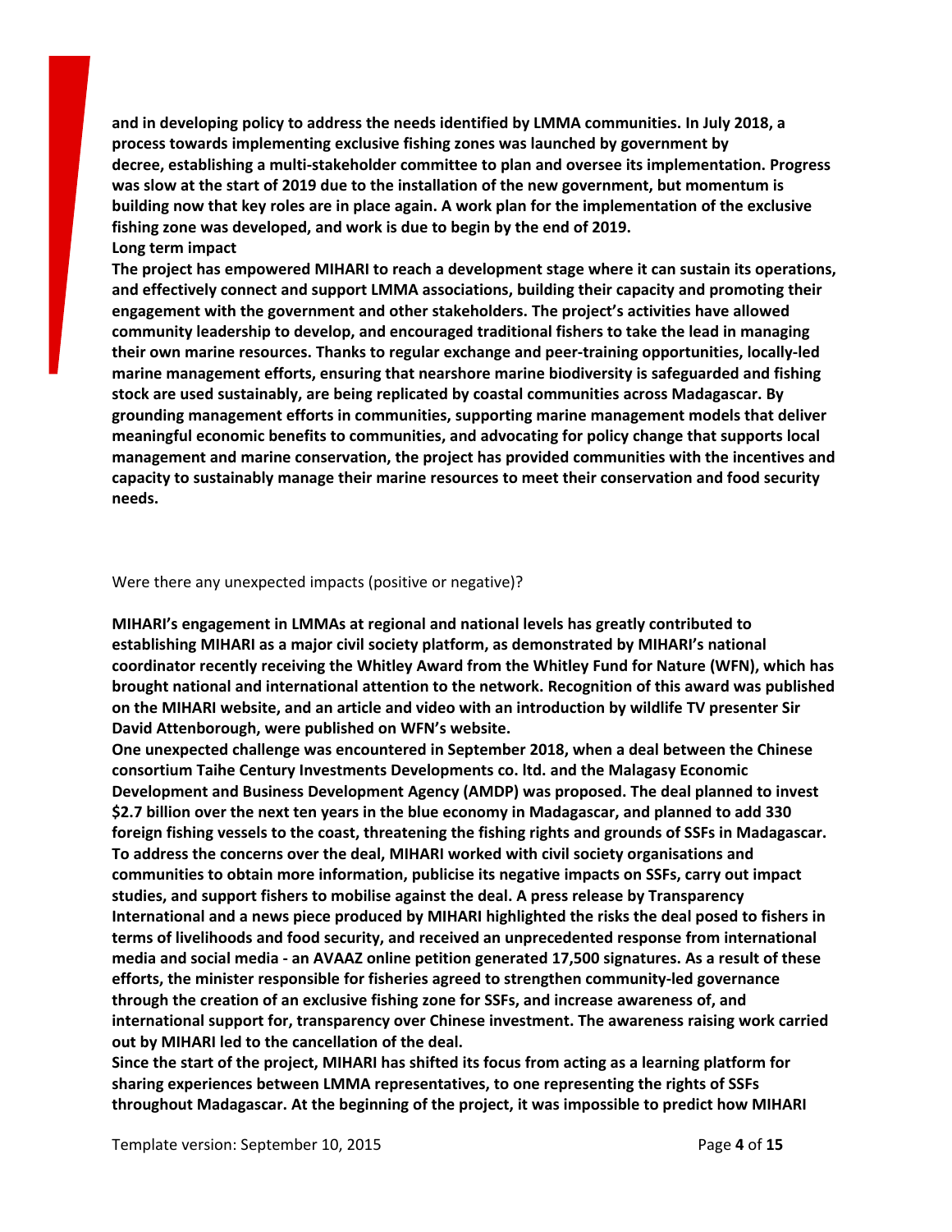**and in developing policy to address the needs identified by LMMA communities. In July 2018, a process towards implementing exclusive fishing zones was launched by government by decree, establishing a multi-stakeholder committee to plan and oversee its implementation. Progress was slow at the start of 2019 due to the installation of the new government, but momentum is building now that key roles are in place again. A work plan for the implementation of the exclusive fishing zone was developed, and work is due to begin by the end of 2019.**

**Long term impact**

**The project has empowered MIHARI to reach a development stage where it can sustain its operations, and effectively connect and support LMMA associations, building their capacity and promoting their engagement with the government and other stakeholders. The project's activities have allowed community leadership to develop, and encouraged traditional fishers to take the lead in managing their own marine resources. Thanks to regular exchange and peer-training opportunities, locally-led marine management efforts, ensuring that nearshore marine biodiversity is safeguarded and fishing stock are used sustainably, are being replicated by coastal communities across Madagascar. By grounding management efforts in communities, supporting marine management models that deliver meaningful economic benefits to communities, and advocating for policy change that supports local management and marine conservation, the project has provided communities with the incentives and capacity to sustainably manage their marine resources to meet their conservation and food security needs.**

Were there any unexpected impacts (positive or negative)?

**MIHARI's engagement in LMMAs at regional and national levels has greatly contributed to establishing MIHARI as a major civil society platform, as demonstrated by MIHARI's national coordinator recently receiving the Whitley Award from the Whitley Fund for Nature (WFN), which has brought national and international attention to the network. Recognition of this award was published on the MIHARI website, and an article and video with an introduction by wildlife TV presenter Sir David Attenborough, were published on WFN's website.**

**One unexpected challenge was encountered in September 2018, when a deal between the Chinese consortium Taihe Century Investments Developments co. ltd. and the Malagasy Economic Development and Business Development Agency (AMDP) was proposed. The deal planned to invest $2.7 billion over the next ten years in the blue economy in Madagascar, and planned to add 330 foreign fishing vessels to the coast, threatening the fishing rights and grounds of SSFs in Madagascar. To address the concerns over the deal, MIHARI worked with civil society organisations and communities to obtain more information, publicise its negative impacts on SSFs, carry out impact studies, and support fishers to mobilise against the deal. A press release by Transparency International and a news piece produced by MIHARI highlighted the risks the deal posed to fishers in terms of livelihoods and food security, and received an unprecedented response from international media and social media - an AVAAZ online petition generated 17,500 signatures. As a result of these efforts, the minister responsible for fisheries agreed to strengthen community-led governance through the creation of an exclusive fishing zone for SSFs, and increase awareness of, and international support for, transparency over Chinese investment. The awareness raising work carried out by MIHARI led to the cancellation of the deal.**

**Since the start of the project, MIHARI has shifted its focus from acting as a learning platform for sharing experiences between LMMA representatives, to one representing the rights of SSFs throughout Madagascar. At the beginning of the project, it was impossible to predict how MIHARI**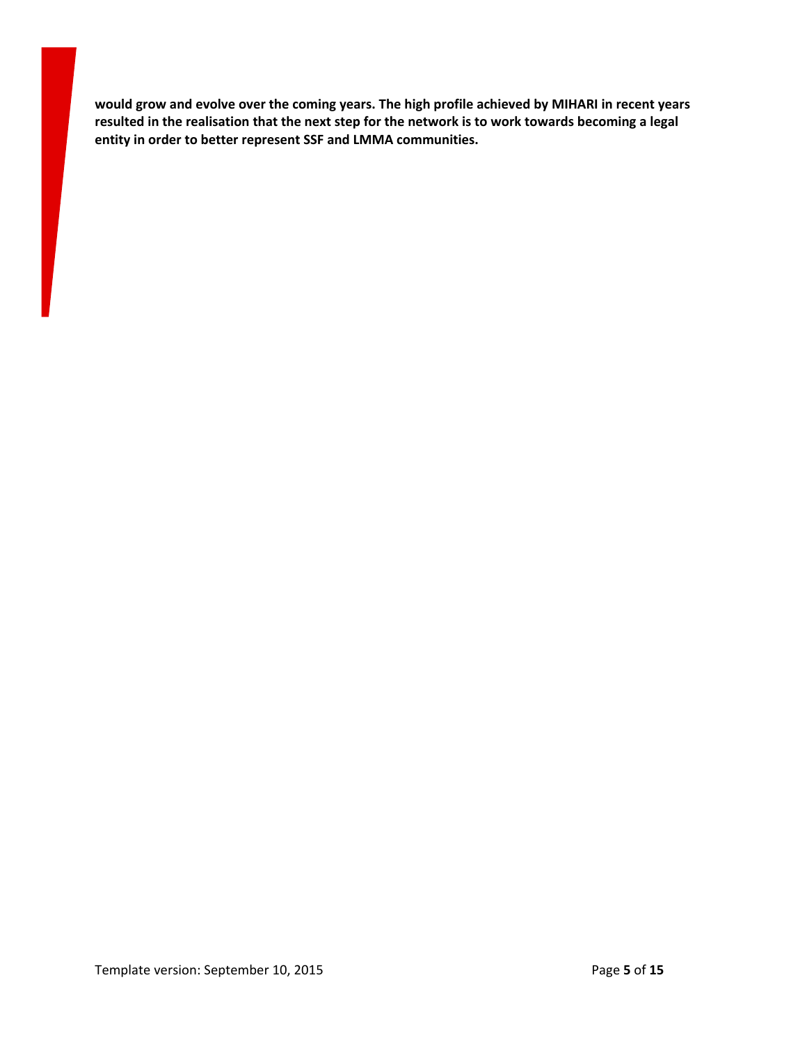**would grow and evolve over the coming years. The high profile achieved by MIHARI in recent years resulted in the realisation that the next step for the network is to work towards becoming a legal entity in order to better represent SSF and LMMA communities.**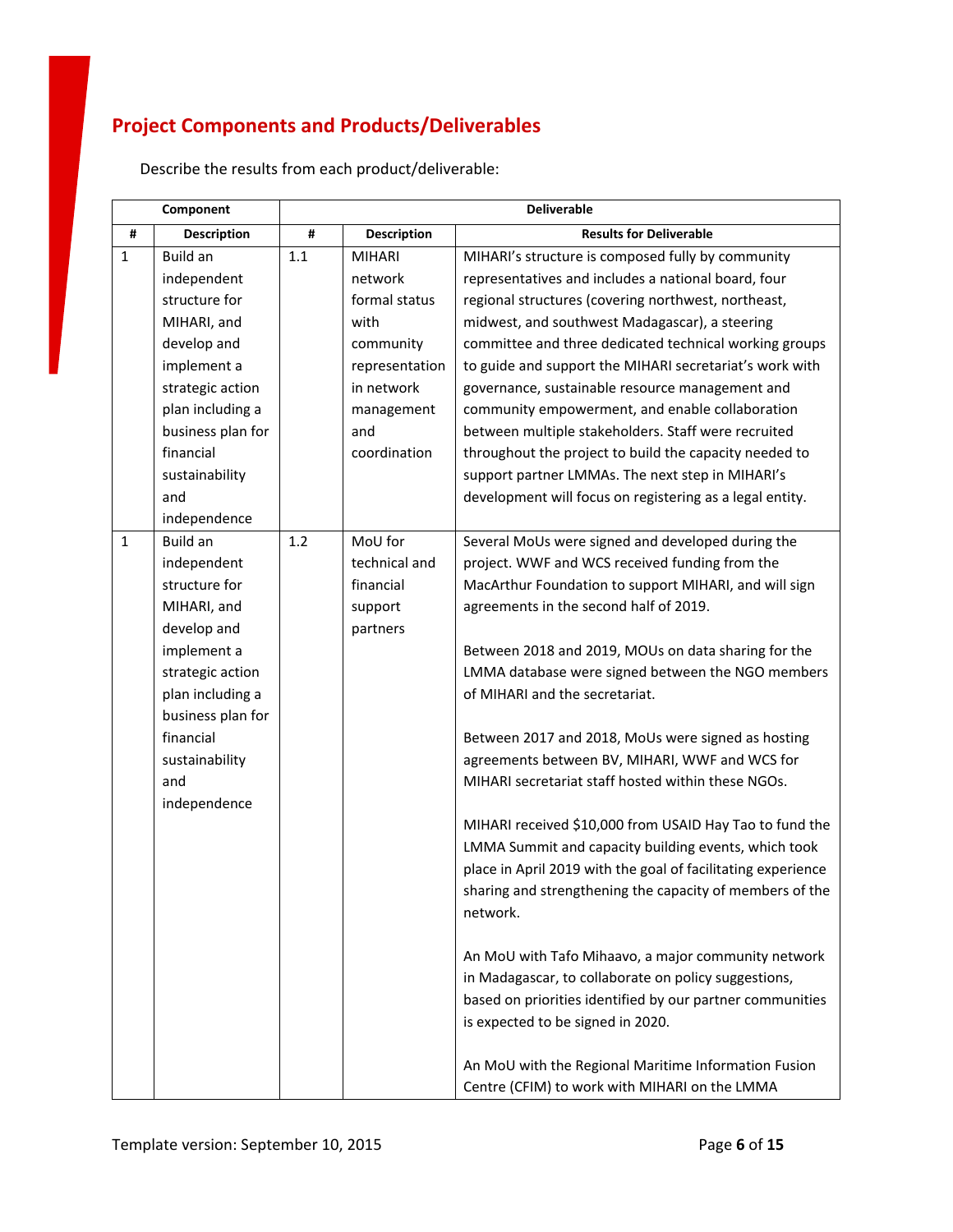## Project Components and Products/Deliverables

Describe the results from each product/deliverable:

| Component | | Deliverable | | |
|---|---|---|---|---|
| # | Description | # | Description | Results for Deliverable |
| 1 | Build an independent structure for MIHARI, and develop and implement a strategic action plan including a business plan for financial sustainability and independence | 1.1 | MIHARI network formal status with community representation in network management and coordination | MIHARI's structure is composed fully by community representatives and includes a national board, four regional structures (covering northwest, northeast, midwest, and southwest Madagascar), a steering committee and three dedicated technical working groups to guide and support the MIHARI secretariat's work with governance, sustainable resource management and community empowerment, and enable collaboration between multiple stakeholders. Staff were recruited throughout the project to build the capacity needed to support partner LMMAs. The next step in MIHARI's development will focus on registering as a legal entity. |
| 1 | Build an independent structure for MIHARI, and develop and implement a strategic action plan including a business plan for financial sustainability and independence | 1.2 | MoU for technical and financial support partners | Several MoUs were signed and developed during the project. WWF and WCS received funding from the MacArthur Foundation to support MIHARI, and will sign agreements in the second half of 2019.<br><br>Between 2018 and 2019, MOUs on data sharing for the LMMA database were signed between the NGO members of MIHARI and the secretariat.<br><br>Between 2017 and 2018, MoUs were signed as hosting agreements between BV, MIHARI, WWF and WCS for MIHARI secretariat staff hosted within these NGOs.<br><br>MIHARI received $10,000 from USAID Hay Tao to fund the LMMA Summit and capacity building events, which took place in April 2019 with the goal of facilitating experience sharing and strengthening the capacity of members of the network.<br><br>An MoU with Tafo Mihaavo, a major community network in Madagascar, to collaborate on policy suggestions, based on priorities identified by our partner communities is expected to be signed in 2020.<br><br>An MoU with the Regional Maritime Information Fusion Centre (CFIM) to work with MIHARI on the LMMA |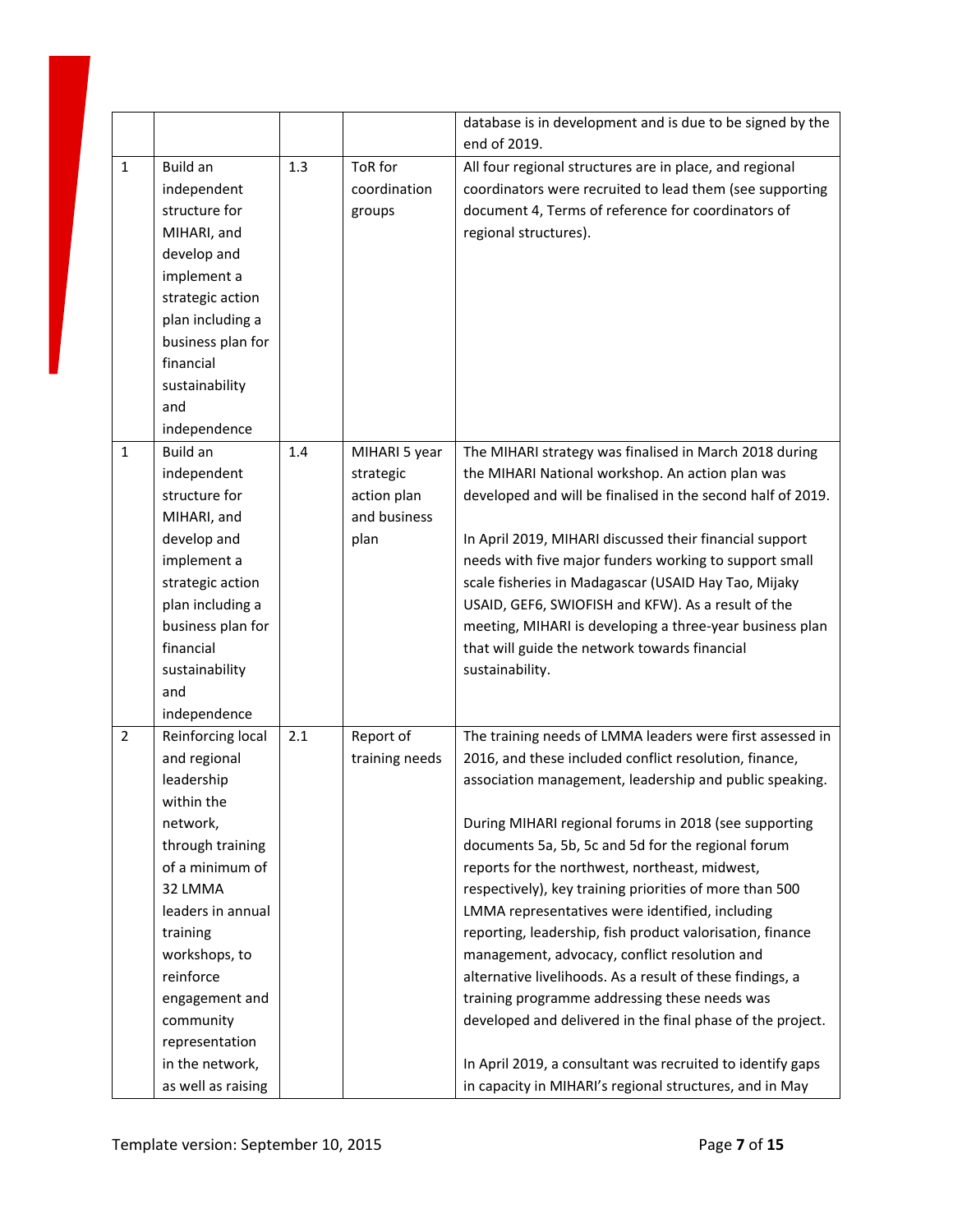| | | | | |
|---|---|---|---|---|
| | | | | database is in development and is due to be signed by the end of 2019. |
| 1 | Build an independent structure for MIHARI, and develop and implement a strategic action plan including a business plan for financial sustainability and independence | 1.3 | ToR for coordination groups | All four regional structures are in place, and regional coordinators were recruited to lead them (see supporting document 4, Terms of reference for coordinators of regional structures). |
| 1 | Build an independent structure for MIHARI, and develop and implement a strategic action plan including a business plan for financial sustainability and independence | 1.4 | MIHARI 5 year strategic action plan and business plan | The MIHARI strategy was finalised in March 2018 during the MIHARI National workshop. An action plan was developed and will be finalised in the second half of 2019.<br><br>In April 2019, MIHARI discussed their financial support needs with five major funders working to support small scale fisheries in Madagascar (USAID Hay Tao, Mijaky USAID, GEF6, SWIOFISH and KFW). As a result of the meeting, MIHARI is developing a three-year business plan that will guide the network towards financial sustainability. |
| 2 | Reinforcing local and regional leadership within the network, through training of a minimum of 32 LMMA leaders in annual training workshops, to reinforce engagement and community representation in the network, as well as raising | 2.1 | Report of training needs | The training needs of LMMA leaders were first assessed in 2016, and these included conflict resolution, finance, association management, leadership and public speaking.<br><br>During MIHARI regional forums in 2018 (see supporting documents 5a, 5b, 5c and 5d for the regional forum reports for the northwest, northeast, midwest, respectively), key training priorities of more than 500 LMMA representatives were identified, including reporting, leadership, fish product valorisation, finance management, advocacy, conflict resolution and alternative livelihoods. As a result of these findings, a training programme addressing these needs was developed and delivered in the final phase of the project.<br><br>In April 2019, a consultant was recruited to identify gaps in capacity in MIHARI's regional structures, and in May |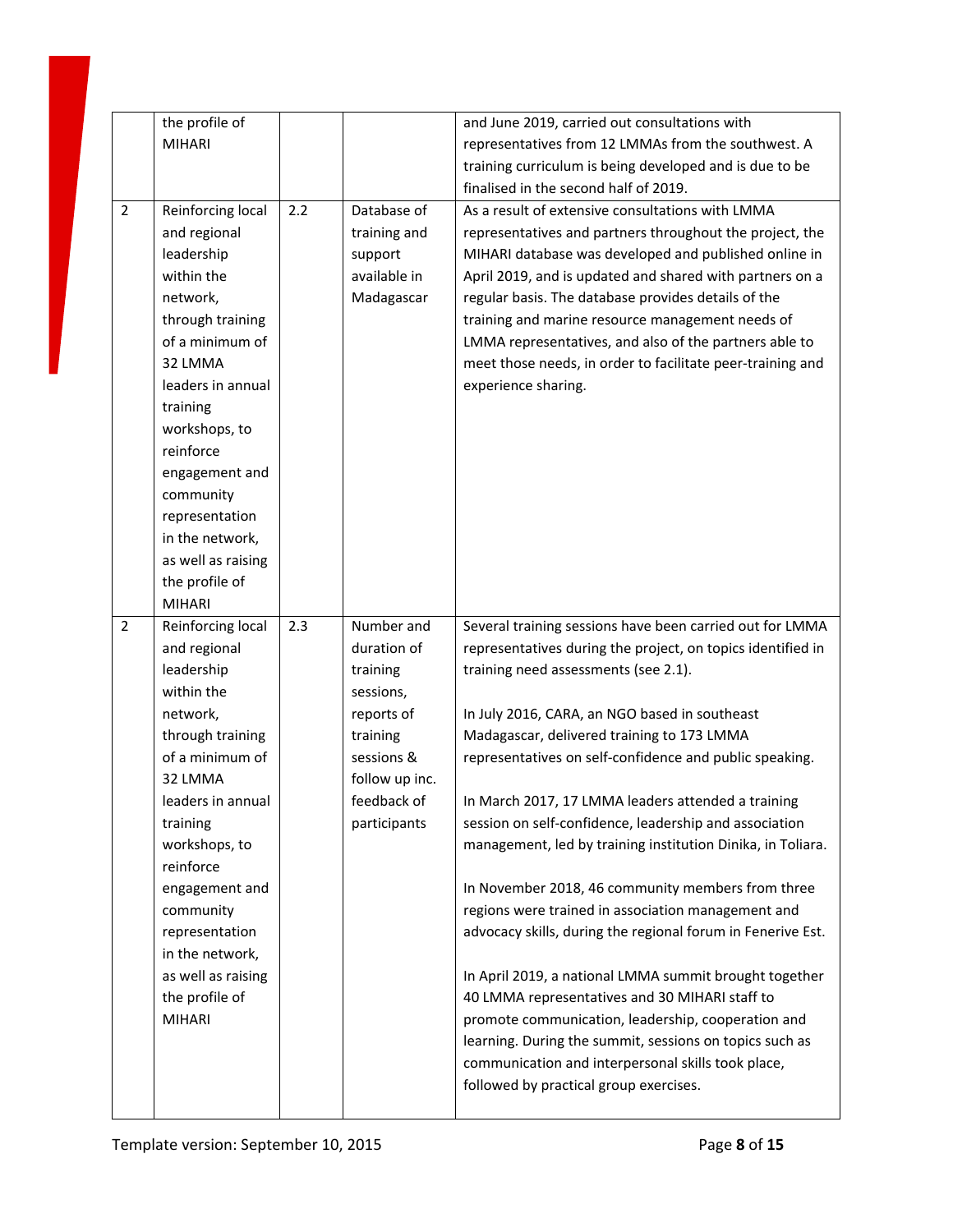| | | | | |
|---|---|---|---|---|
| | the profile of MIHARI | | | and June 2019, carried out consultations with representatives from 12 LMMAs from the southwest. A training curriculum is being developed and is due to be finalised in the second half of 2019. |
| 2 | Reinforcing local and regional leadership within the network, through training of a minimum of 32 LMMA leaders in annual training workshops, to reinforce engagement and community representation in the network, as well as raising the profile of MIHARI | 2.2 | Database of training and support available in Madagascar | As a result of extensive consultations with LMMA representatives and partners throughout the project, the MIHARI database was developed and published online in April 2019, and is updated and shared with partners on a regular basis. The database provides details of the training and marine resource management needs of LMMA representatives, and also of the partners able to meet those needs, in order to facilitate peer-training and experience sharing. |
| 2 | Reinforcing local and regional leadership within the network, through training of a minimum of 32 LMMA leaders in annual training workshops, to reinforce engagement and community representation in the network, as well as raising the profile of MIHARI | 2.3 | Number and duration of training sessions, reports of training sessions & follow up inc. feedback of participants | Several training sessions have been carried out for LMMA representatives during the project, on topics identified in training need assessments (see 2.1).<br><br>In July 2016, CARA, an NGO based in southeast Madagascar, delivered training to 173 LMMA representatives on self-confidence and public speaking.<br><br>In March 2017, 17 LMMA leaders attended a training session on self-confidence, leadership and association management, led by training institution Dinika, in Toliara.<br><br>In November 2018, 46 community members from three regions were trained in association management and advocacy skills, during the regional forum in Fenerive Est.<br><br>In April 2019, a national LMMA summit brought together 40 LMMA representatives and 30 MIHARI staff to promote communication, leadership, cooperation and learning. During the summit, sessions on topics such as communication and interpersonal skills took place, followed by practical group exercises. |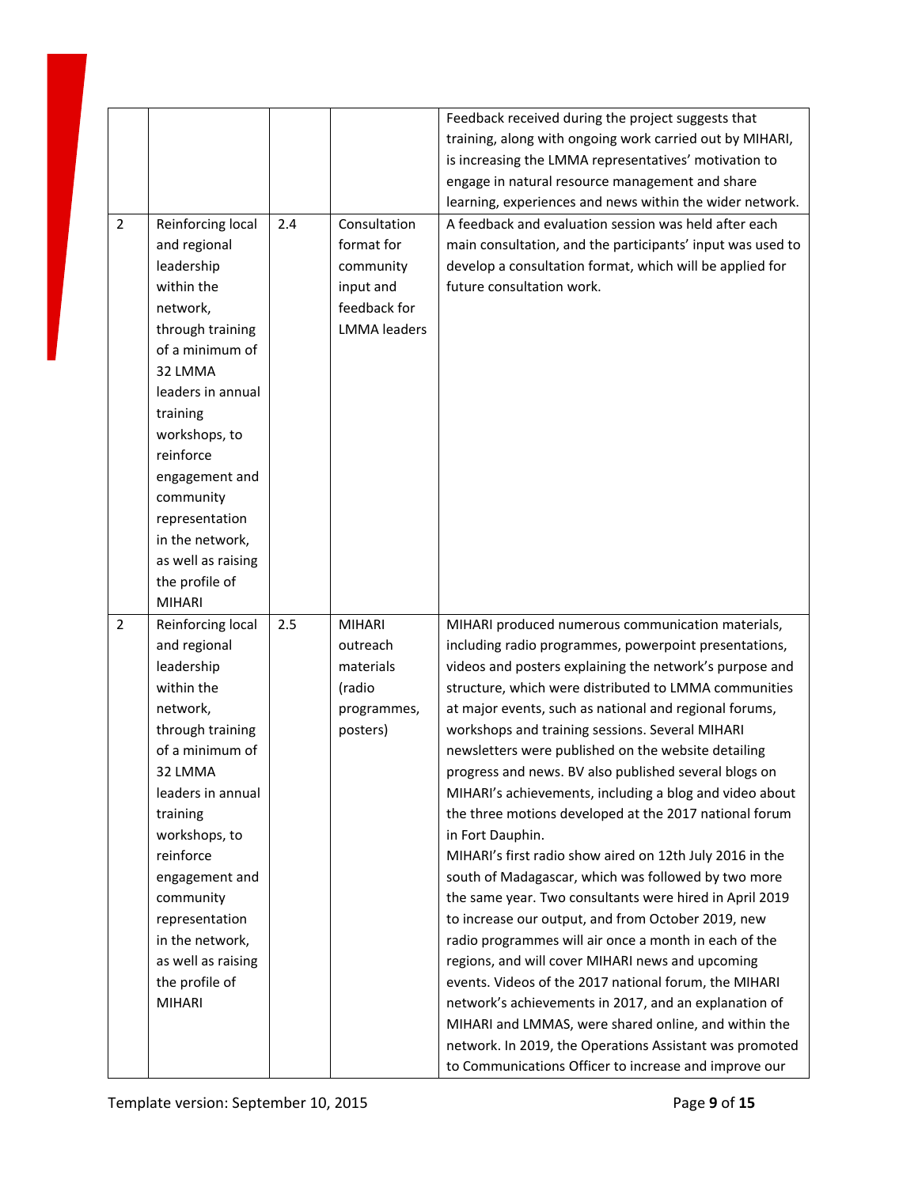| | | | | Feedback received during the project suggests that training, along with ongoing work carried out by MIHARI, is increasing the LMMA representatives' motivation to engage in natural resource management and share learning, experiences and news within the wider network. |
|---|---|---|---|---|
| 2 | Reinforcing local and regional leadership within the network, through training of a minimum of 32 LMMA leaders in annual training workshops, to reinforce engagement and community representation in the network, as well as raising the profile of MIHARI | 2.4 | Consultation format for community input and feedback for LMMA leaders | A feedback and evaluation session was held after each main consultation, and the participants' input was used to develop a consultation format, which will be applied for future consultation work. |
| 2 | Reinforcing local and regional leadership within the network, through training of a minimum of 32 LMMA leaders in annual training workshops, to reinforce engagement and community representation in the network, as well as raising the profile of MIHARI | 2.5 | MIHARI outreach materials (radio programmes, posters) | MIHARI produced numerous communication materials, including radio programmes, powerpoint presentations, videos and posters explaining the network's purpose and structure, which were distributed to LMMA communities at major events, such as national and regional forums, workshops and training sessions. Several MIHARI newsletters were published on the website detailing progress and news. BV also published several blogs on MIHARI's achievements, including a blog and video about the three motions developed at the 2017 national forum in Fort Dauphin.<br>MIHARI's first radio show aired on 12th July 2016 in the south of Madagascar, which was followed by two more the same year. Two consultants were hired in April 2019 to increase our output, and from October 2019, new radio programmes will air once a month in each of the regions, and will cover MIHARI news and upcoming events. Videos of the 2017 national forum, the MIHARI network's achievements in 2017, and an explanation of MIHARI and LMMAS, were shared online, and within the network. In 2019, the Operations Assistant was promoted to Communications Officer to increase and improve our |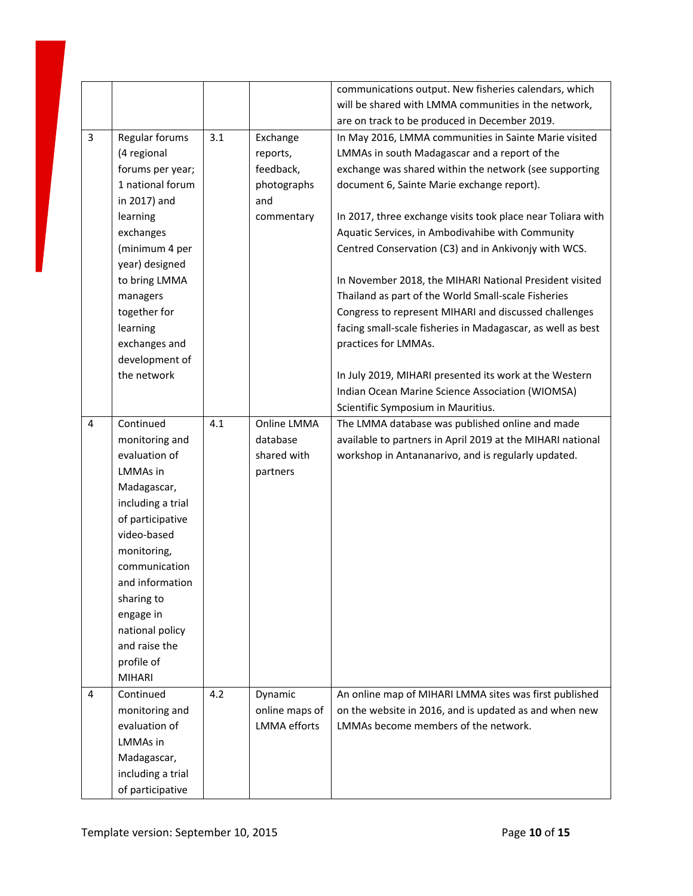| | | | | |
|---|---|---|---|---|
| | | | | communications output. New fisheries calendars, which will be shared with LMMA communities in the network, are on track to be produced in December 2019. |
| 3 | Regular forums (4 regional forums per year; 1 national forum in 2017) and learning exchanges (minimum 4 per year) designed to bring LMMA managers together for learning exchanges and development of the network | 3.1 | Exchange reports, feedback, photographs and commentary | In May 2016, LMMA communities in Sainte Marie visited LMMAs in south Madagascar and a report of the exchange was shared within the network (see supporting document 6, Sainte Marie exchange report).<br><br>In 2017, three exchange visits took place near Toliara with Aquatic Services, in Ambodivahibe with Community Centred Conservation (C3) and in Ankivonjy with WCS.<br><br>In November 2018, the MIHARI National President visited Thailand as part of the World Small-scale Fisheries Congress to represent MIHARI and discussed challenges facing small-scale fisheries in Madagascar, as well as best practices for LMMAs.<br><br>In July 2019, MIHARI presented its work at the Western Indian Ocean Marine Science Association (WIOMSA) Scientific Symposium in Mauritius. |
| 4 | Continued monitoring and evaluation of LMMAs in Madagascar, including a trial of participative video-based monitoring, communication and information sharing to engage in national policy and raise the profile of MIHARI | 4.1 | Online LMMA database shared with partners | The LMMA database was published online and made available to partners in April 2019 at the MIHARI national workshop in Antananarivo, and is regularly updated. |
| 4 | Continued monitoring and evaluation of LMMAs in Madagascar, including a trial of participative | 4.2 | Dynamic online maps of LMMA efforts | An online map of MIHARI LMMA sites was first published on the website in 2016, and is updated as and when new LMMAs become members of the network. |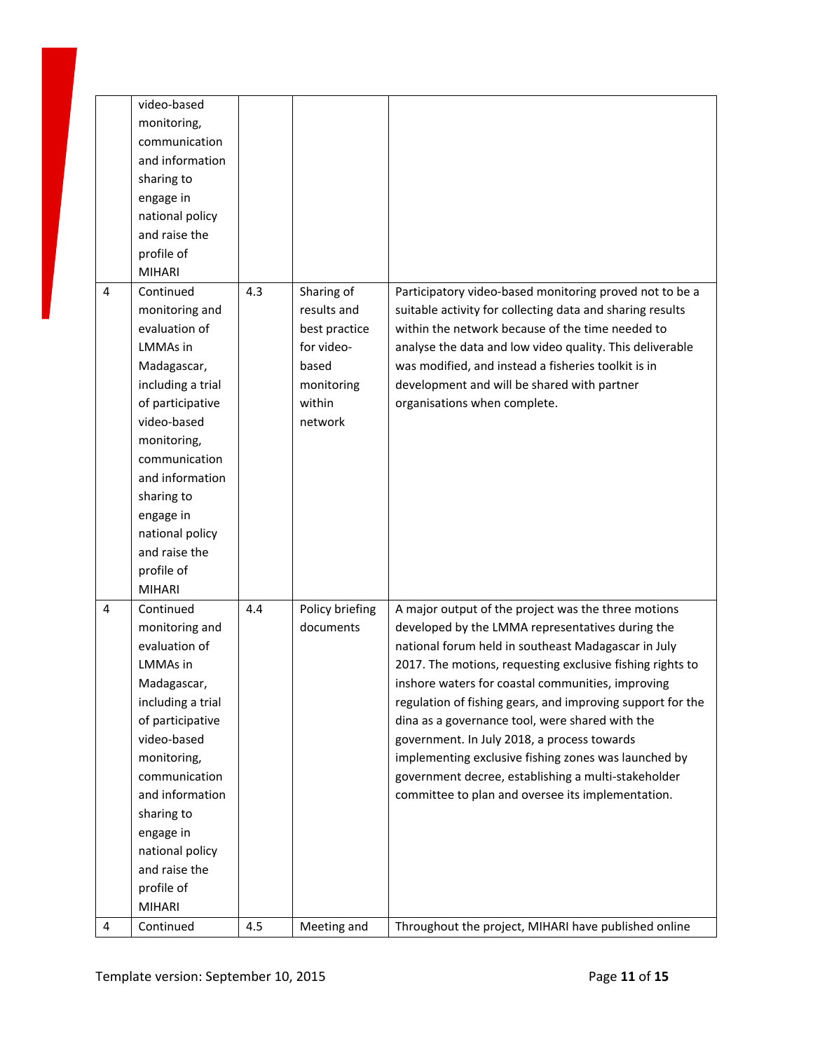| | video-based monitoring, communication and information sharing to engage in national policy and raise the profile of MIHARI | | | |
|---|---|---|---|---|
| 4 | Continued monitoring and evaluation of LMMAs in Madagascar, including a trial of participative video-based monitoring, communication and information sharing to engage in national policy and raise the profile of MIHARI | 4.3 | Sharing of results and best practice for video-based monitoring within network | Participatory video-based monitoring proved not to be a suitable activity for collecting data and sharing results within the network because of the time needed to analyse the data and low video quality. This deliverable was modified, and instead a fisheries toolkit is in development and will be shared with partner organisations when complete. |
| 4 | Continued monitoring and evaluation of LMMAs in Madagascar, including a trial of participative video-based monitoring, communication and information sharing to engage in national policy and raise the profile of MIHARI | 4.4 | Policy briefing documents | A major output of the project was the three motions developed by the LMMA representatives during the national forum held in southeast Madagascar in July 2017. The motions, requesting exclusive fishing rights to inshore waters for coastal communities, improving regulation of fishing gears, and improving support for the dina as a governance tool, were shared with the government. In July 2018, a process towards implementing exclusive fishing zones was launched by government decree, establishing a multi-stakeholder committee to plan and oversee its implementation. |
| 4 | Continued | 4.5 | Meeting and | Throughout the project, MIHARI have published online |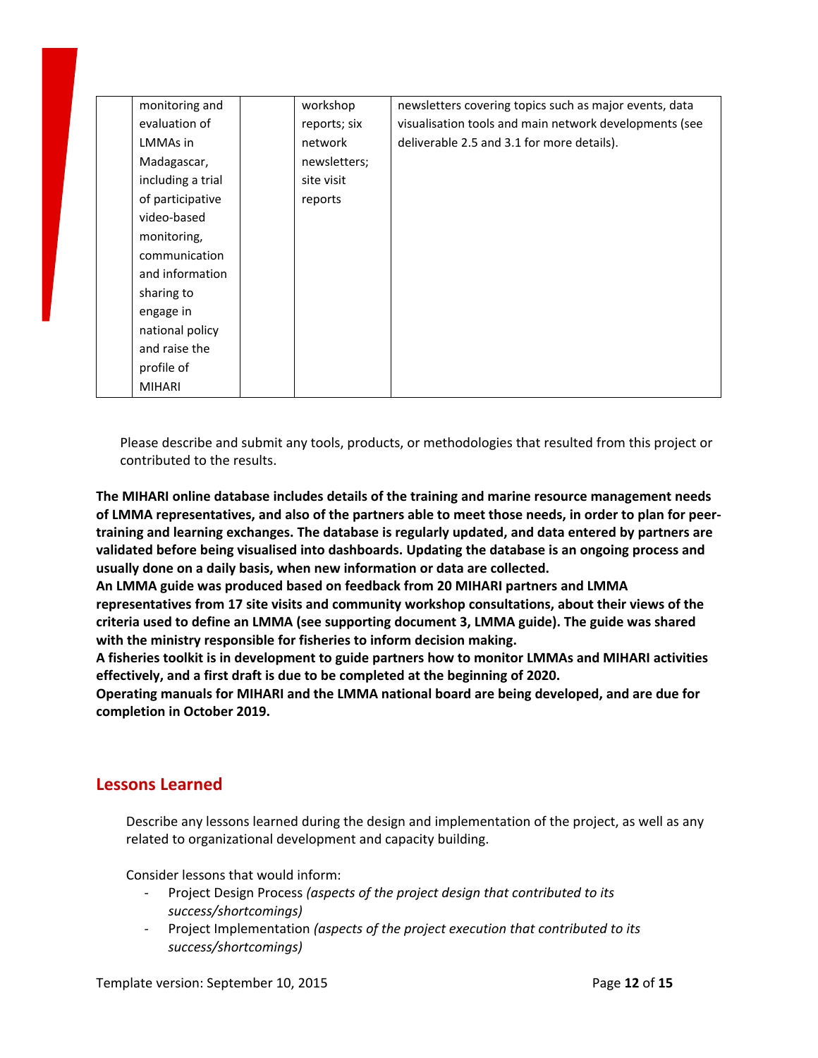| | | | | |
|---|---|---|---|---|
| | monitoring and evaluation of LMMAs in Madagascar, including a trial of participative video-based monitoring, communication and information sharing to engage in national policy and raise the profile of MIHARI | | workshop reports; six network newsletters; site visit reports | newsletters covering topics such as major events, data visualisation tools and main network developments (see deliverable 2.5 and 3.1 for more details). |

Please describe and submit any tools, products, or methodologies that resulted from this project or contributed to the results.

**The MIHARI online database includes details of the training and marine resource management needs of LMMA representatives, and also of the partners able to meet those needs, in order to plan for peer-training and learning exchanges. The database is regularly updated, and data entered by partners are validated before being visualised into dashboards. Updating the database is an ongoing process and usually done on a daily basis, when new information or data are collected.**
**An LMMA guide was produced based on feedback from 20 MIHARI partners and LMMA representatives from 17 site visits and community workshop consultations, about their views of the criteria used to define an LMMA (see supporting document 3, LMMA guide). The guide was shared with the ministry responsible for fisheries to inform decision making.**
**A fisheries toolkit is in development to guide partners how to monitor LMMAs and MIHARI activities effectively, and a first draft is due to be completed at the beginning of 2020.**
**Operating manuals for MIHARI and the LMMA national board are being developed, and are due for completion in October 2019.**

## Lessons Learned

Describe any lessons learned during the design and implementation of the project, as well as any related to organizational development and capacity building.

Consider lessons that would inform:

- Project Design Process *(aspects of the project design that contributed to its success/shortcomings)*
- Project Implementation *(aspects of the project execution that contributed to its success/shortcomings)*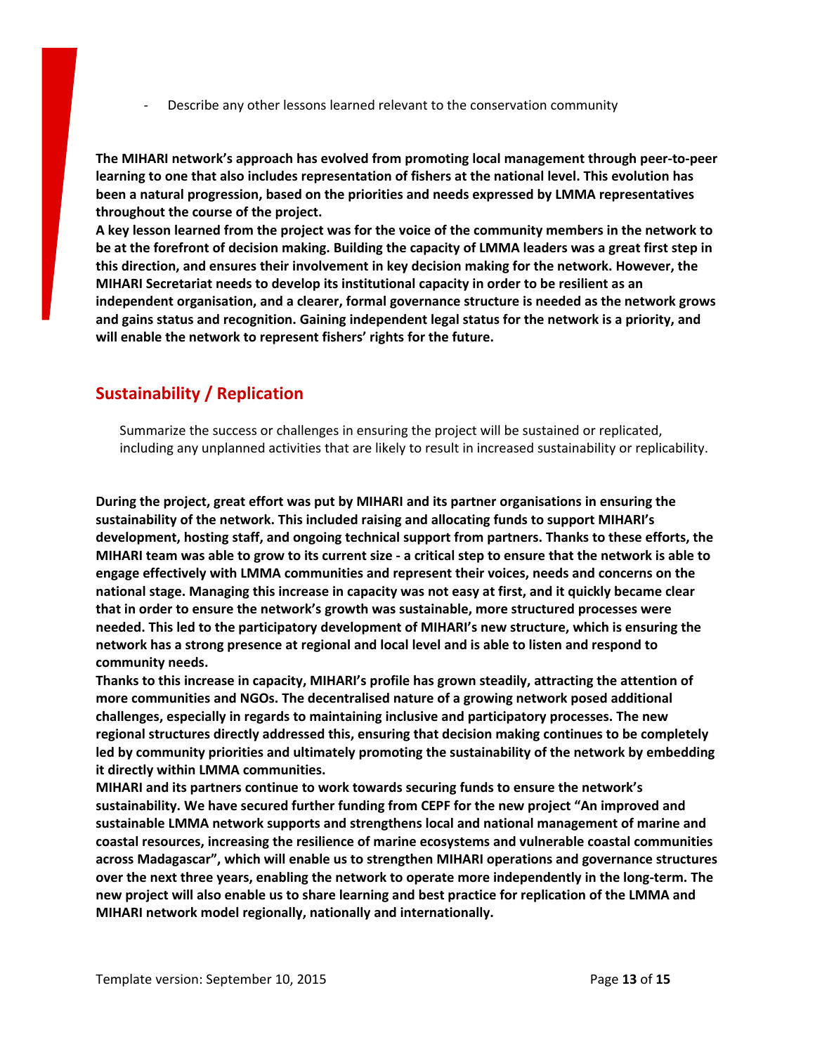- Describe any other lessons learned relevant to the conservation community

**The MIHARI network's approach has evolved from promoting local management through peer-to-peer learning to one that also includes representation of fishers at the national level. This evolution has been a natural progression, based on the priorities and needs expressed by LMMA representatives throughout the course of the project.**

**A key lesson learned from the project was for the voice of the community members in the network to be at the forefront of decision making. Building the capacity of LMMA leaders was a great first step in this direction, and ensures their involvement in key decision making for the network. However, the MIHARI Secretariat needs to develop its institutional capacity in order to be resilient as an independent organisation, and a clearer, formal governance structure is needed as the network grows and gains status and recognition. Gaining independent legal status for the network is a priority, and will enable the network to represent fishers' rights for the future.**

## Sustainability / Replication

Summarize the success or challenges in ensuring the project will be sustained or replicated, including any unplanned activities that are likely to result in increased sustainability or replicability.

**During the project, great effort was put by MIHARI and its partner organisations in ensuring the sustainability of the network. This included raising and allocating funds to support MIHARI's development, hosting staff, and ongoing technical support from partners. Thanks to these efforts, the MIHARI team was able to grow to its current size - a critical step to ensure that the network is able to engage effectively with LMMA communities and represent their voices, needs and concerns on the national stage. Managing this increase in capacity was not easy at first, and it quickly became clear that in order to ensure the network's growth was sustainable, more structured processes were needed. This led to the participatory development of MIHARI's new structure, which is ensuring the network has a strong presence at regional and local level and is able to listen and respond to community needs.**

**Thanks to this increase in capacity, MIHARI's profile has grown steadily, attracting the attention of more communities and NGOs. The decentralised nature of a growing network posed additional challenges, especially in regards to maintaining inclusive and participatory processes. The new regional structures directly addressed this, ensuring that decision making continues to be completely led by community priorities and ultimately promoting the sustainability of the network by embedding it directly within LMMA communities.**

**MIHARI and its partners continue to work towards securing funds to ensure the network's sustainability. We have secured further funding from CEPF for the new project "An improved and sustainable LMMA network supports and strengthens local and national management of marine and coastal resources, increasing the resilience of marine ecosystems and vulnerable coastal communities across Madagascar", which will enable us to strengthen MIHARI operations and governance structures over the next three years, enabling the network to operate more independently in the long-term. The new project will also enable us to share learning and best practice for replication of the LMMA and MIHARI network model regionally, nationally and internationally.**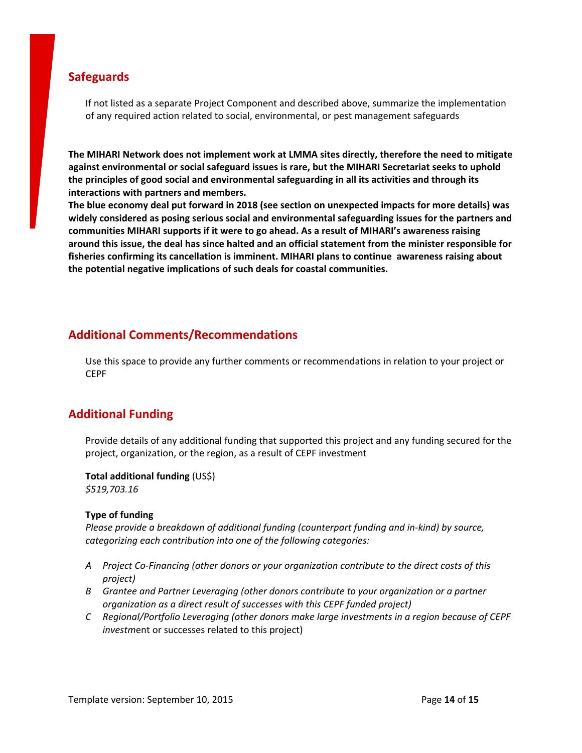## Safeguards

If not listed as a separate Project Component and described above, summarize the implementation of any required action related to social, environmental, or pest management safeguards

**The MIHARI Network does not implement work at LMMA sites directly, therefore the need to mitigate against environmental or social safeguard issues is rare, but the MIHARI Secretariat seeks to uphold the principles of good social and environmental safeguarding in all its activities and through its interactions with partners and members.**
**The blue economy deal put forward in 2018 (see section on unexpected impacts for more details) was widely considered as posing serious social and environmental safeguarding issues for the partners and communities MIHARI supports if it were to go ahead. As a result of MIHARI's awareness raising around this issue, the deal has since halted and an official statement from the minister responsible for fisheries confirming its cancellation is imminent. MIHARI plans to continue awareness raising about the potential negative implications of such deals for coastal communities.**

## Additional Comments/Recommendations

Use this space to provide any further comments or recommendations in relation to your project or CEPF

## Additional Funding

Provide details of any additional funding that supported this project and any funding secured for the project, organization, or the region, as a result of CEPF investment

**Total additional funding** (US$)
*$519,703.16*

**Type of funding**
*Please provide a breakdown of additional funding (counterpart funding and in-kind) by source, categorizing each contribution into one of the following categories:*

- *A Project Co-Financing (other donors or your organization contribute to the direct costs of this project)*
- *B Grantee and Partner Leveraging (other donors contribute to your organization or a partner organization as a direct result of successes with this CEPF funded project)*
- *C Regional/Portfolio Leveraging (other donors make large investments in a region because of CEPF invest*ment or successes related to this project)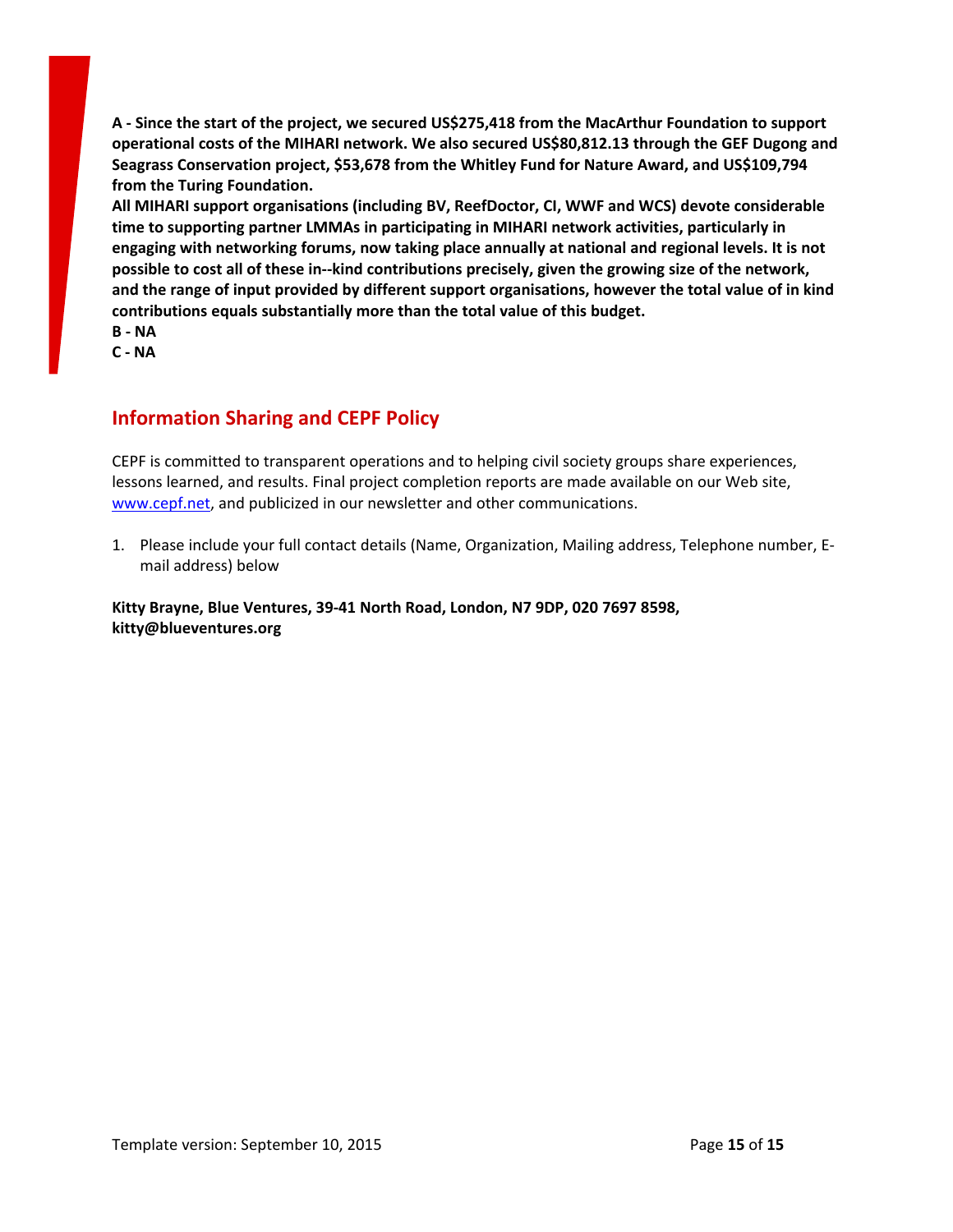**A - Since the start of the project, we secured US$275,418 from the MacArthur Foundation to support operational costs of the MIHARI network. We also secured US$80,812.13 through the GEF Dugong and Seagrass Conservation project, $53,678 from the Whitley Fund for Nature Award, and US$109,794 from the Turing Foundation.**

**All MIHARI support organisations (including BV, ReefDoctor, CI, WWF and WCS) devote considerable time to supporting partner LMMAs in participating in MIHARI network activities, particularly in engaging with networking forums, now taking place annually at national and regional levels. It is not possible to cost all of these in--kind contributions precisely, given the growing size of the network, and the range of input provided by different support organisations, however the total value of in kind contributions equals substantially more than the total value of this budget.**

**B - NA**

**C - NA**

## Information Sharing and CEPF Policy

CEPF is committed to transparent operations and to helping civil society groups share experiences, lessons learned, and results. Final project completion reports are made available on our Web site, www.cepf.net, and publicized in our newsletter and other communications.

1. Please include your full contact details (Name, Organization, Mailing address, Telephone number, E-mail address) below

**Kitty Brayne, Blue Ventures, 39-41 North Road, London, N7 9DP, 020 7697 8598, kitty@blueventures.org**